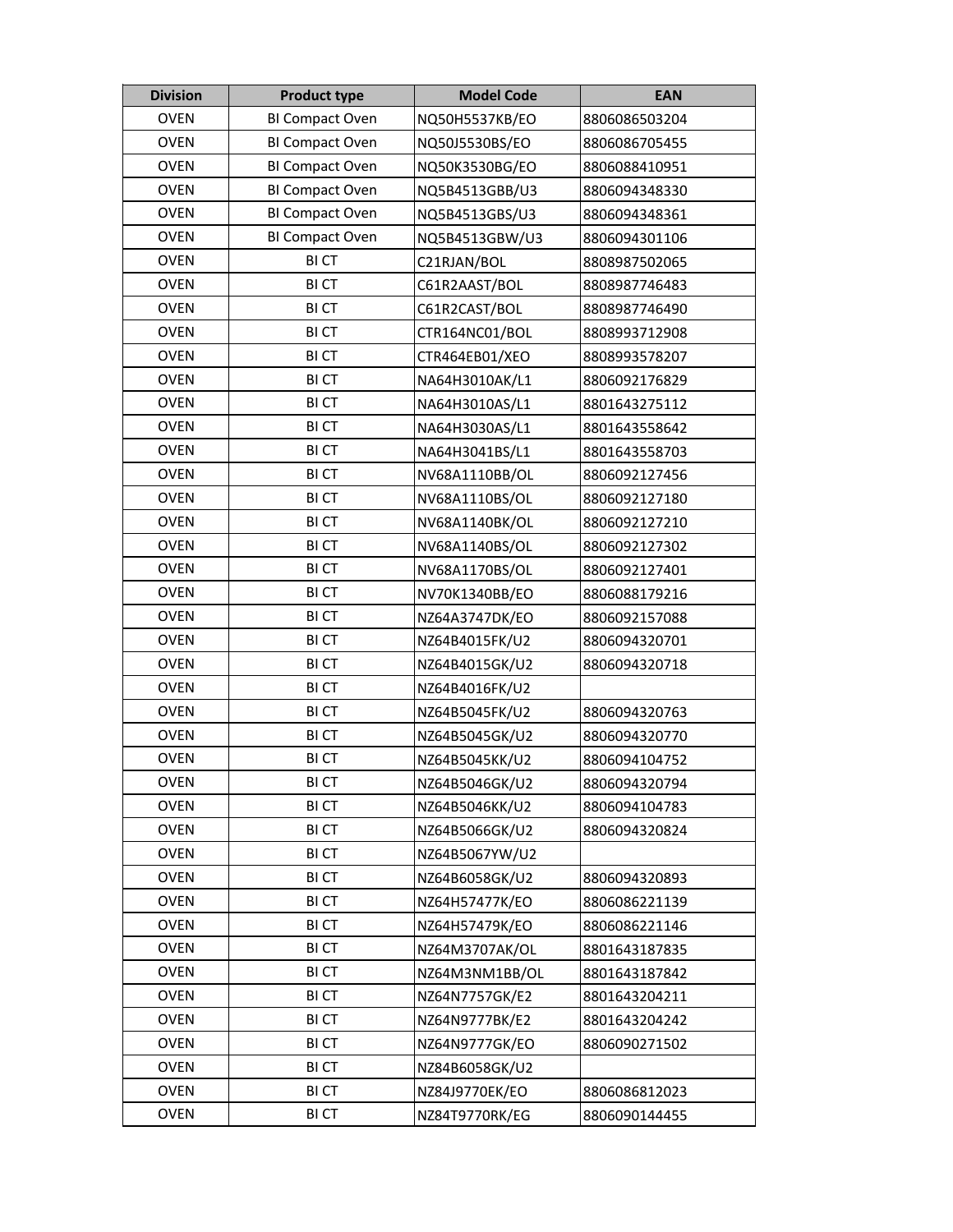| Division | Product type | Model Code | EAN |
| --- | --- | --- | --- |
| OVEN | BI Compact Oven | NQ50H5537KB/EO | 8806086503204 |
| OVEN | BI Compact Oven | NQ50J5530BS/EO | 8806086705455 |
| OVEN | BI Compact Oven | NQ50K3530BG/EO | 8806088410951 |
| OVEN | BI Compact Oven | NQ5B4513GBB/U3 | 8806094348330 |
| OVEN | BI Compact Oven | NQ5B4513GBS/U3 | 8806094348361 |
| OVEN | BI Compact Oven | NQ5B4513GBW/U3 | 8806094301106 |
| OVEN | BI CT | C21RJAN/BOL | 8808987502065 |
| OVEN | BI CT | C61R2AAST/BOL | 8808987746483 |
| OVEN | BI CT | C61R2CAST/BOL | 8808987746490 |
| OVEN | BI CT | CTR164NC01/BOL | 8808993712908 |
| OVEN | BI CT | CTR464EB01/XEO | 8808993578207 |
| OVEN | BI CT | NA64H3010AK/L1 | 8806092176829 |
| OVEN | BI CT | NA64H3010AS/L1 | 8801643275112 |
| OVEN | BI CT | NA64H3030AS/L1 | 8801643558642 |
| OVEN | BI CT | NA64H3041BS/L1 | 8801643558703 |
| OVEN | BI CT | NV68A1110BB/OL | 8806092127456 |
| OVEN | BI CT | NV68A1110BS/OL | 8806092127180 |
| OVEN | BI CT | NV68A1140BK/OL | 8806092127210 |
| OVEN | BI CT | NV68A1140BS/OL | 8806092127302 |
| OVEN | BI CT | NV68A1170BS/OL | 8806092127401 |
| OVEN | BI CT | NV70K1340BB/EO | 8806088179216 |
| OVEN | BI CT | NZ64A3747DK/EO | 8806092157088 |
| OVEN | BI CT | NZ64B4015FK/U2 | 8806094320701 |
| OVEN | BI CT | NZ64B4015GK/U2 | 8806094320718 |
| OVEN | BI CT | NZ64B4016FK/U2 | |
| OVEN | BI CT | NZ64B5045FK/U2 | 8806094320763 |
| OVEN | BI CT | NZ64B5045GK/U2 | 8806094320770 |
| OVEN | BI CT | NZ64B5045KK/U2 | 8806094104752 |
| OVEN | BI CT | NZ64B5046GK/U2 | 8806094320794 |
| OVEN | BI CT | NZ64B5046KK/U2 | 8806094104783 |
| OVEN | BI CT | NZ64B5066GK/U2 | 8806094320824 |
| OVEN | BI CT | NZ64B5067YW/U2 | |
| OVEN | BI CT | NZ64B6058GK/U2 | 8806094320893 |
| OVEN | BI CT | NZ64H57477K/EO | 8806086221139 |
| OVEN | BI CT | NZ64H57479K/EO | 8806086221146 |
| OVEN | BI CT | NZ64M3707AK/OL | 8801643187835 |
| OVEN | BI CT | NZ64M3NM1BB/OL | 8801643187842 |
| OVEN | BI CT | NZ64N7757GK/E2 | 8801643204211 |
| OVEN | BI CT | NZ64N9777BK/E2 | 8801643204242 |
| OVEN | BI CT | NZ64N9777GK/EO | 8806090271502 |
| OVEN | BI CT | NZ84B6058GK/U2 | |
| OVEN | BI CT | NZ84J9770EK/EO | 8806086812023 |
| OVEN | BI CT | NZ84T9770RK/EG | 8806090144455 |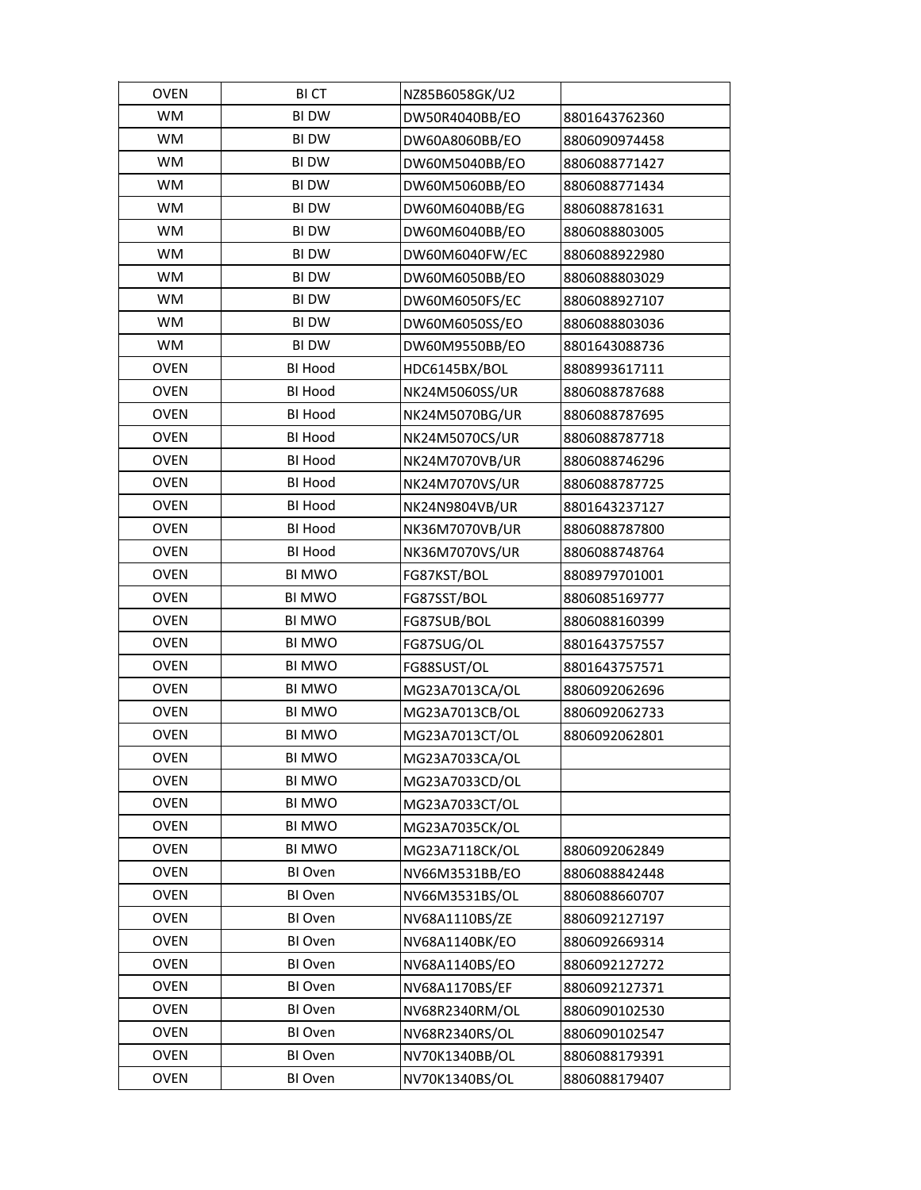| | | | |
|---|---|---|---|
| OVEN | BI CT | NZ85B6058GK/U2 | |
| WM | BI DW | DW50R4040BB/EO | 8801643762360 |
| WM | BI DW | DW60A8060BB/EO | 8806090974458 |
| WM | BI DW | DW60M5040BB/EO | 8806088771427 |
| WM | BI DW | DW60M5060BB/EO | 8806088771434 |
| WM | BI DW | DW60M6040BB/EG | 8806088781631 |
| WM | BI DW | DW60M6040BB/EO | 8806088803005 |
| WM | BI DW | DW60M6040FW/EC | 8806088922980 |
| WM | BI DW | DW60M6050BB/EO | 8806088803029 |
| WM | BI DW | DW60M6050FS/EC | 8806088927107 |
| WM | BI DW | DW60M6050SS/EO | 8806088803036 |
| WM | BI DW | DW60M9550BB/EO | 8801643088736 |
| OVEN | BI Hood | HDC6145BX/BOL | 8808993617111 |
| OVEN | BI Hood | NK24M5060SS/UR | 8806088787688 |
| OVEN | BI Hood | NK24M5070BG/UR | 8806088787695 |
| OVEN | BI Hood | NK24M5070CS/UR | 8806088787718 |
| OVEN | BI Hood | NK24M7070VB/UR | 8806088746296 |
| OVEN | BI Hood | NK24M7070VS/UR | 8806088787725 |
| OVEN | BI Hood | NK24N9804VB/UR | 8801643237127 |
| OVEN | BI Hood | NK36M7070VB/UR | 8806088787800 |
| OVEN | BI Hood | NK36M7070VS/UR | 8806088748764 |
| OVEN | BI MWO | FG87KST/BOL | 8808979701001 |
| OVEN | BI MWO | FG87SST/BOL | 8806085169777 |
| OVEN | BI MWO | FG87SUB/BOL | 8806088160399 |
| OVEN | BI MWO | FG87SUG/OL | 8801643757557 |
| OVEN | BI MWO | FG88SUST/OL | 8801643757571 |
| OVEN | BI MWO | MG23A7013CA/OL | 8806092062696 |
| OVEN | BI MWO | MG23A7013CB/OL | 8806092062733 |
| OVEN | BI MWO | MG23A7013CT/OL | 8806092062801 |
| OVEN | BI MWO | MG23A7033CA/OL | |
| OVEN | BI MWO | MG23A7033CD/OL | |
| OVEN | BI MWO | MG23A7033CT/OL | |
| OVEN | BI MWO | MG23A7035CK/OL | |
| OVEN | BI MWO | MG23A7118CK/OL | 8806092062849 |
| OVEN | BI Oven | NV66M3531BB/EO | 8806088842448 |
| OVEN | BI Oven | NV66M3531BS/OL | 8806088660707 |
| OVEN | BI Oven | NV68A1110BS/ZE | 8806092127197 |
| OVEN | BI Oven | NV68A1140BK/EO | 8806092669314 |
| OVEN | BI Oven | NV68A1140BS/EO | 8806092127272 |
| OVEN | BI Oven | NV68A1170BS/EF | 8806092127371 |
| OVEN | BI Oven | NV68R2340RM/OL | 8806090102530 |
| OVEN | BI Oven | NV68R2340RS/OL | 8806090102547 |
| OVEN | BI Oven | NV70K1340BB/OL | 8806088179391 |
| OVEN | BI Oven | NV70K1340BS/OL | 8806088179407 |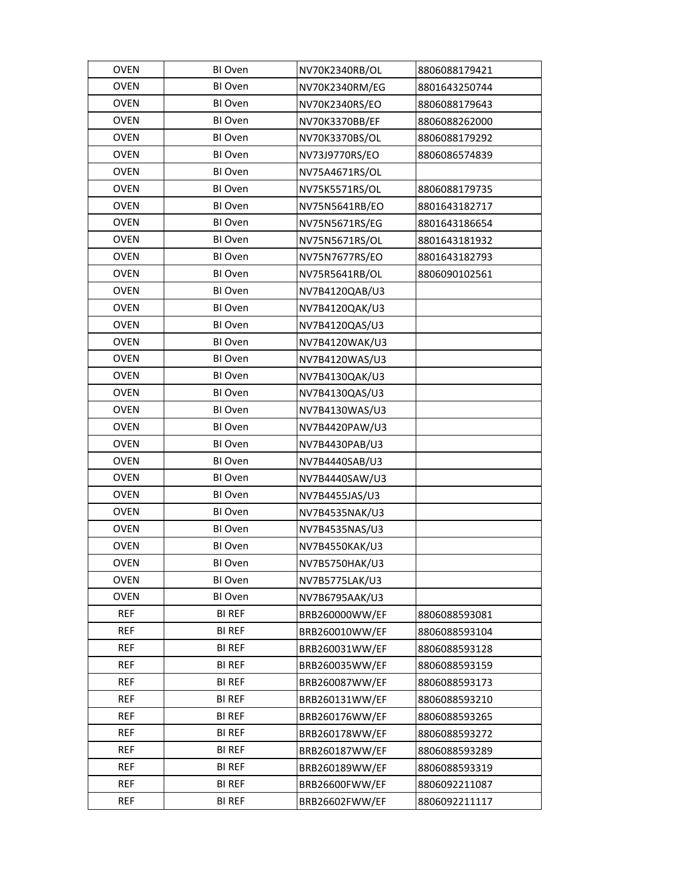| OVEN | BI Oven | NV70K2340RB/OL | 8806088179421 |
|---|---|---|---|
| OVEN | BI Oven | NV70K2340RM/EG | 8801643250744 |
| OVEN | BI Oven | NV70K2340RS/EO | 8806088179643 |
| OVEN | BI Oven | NV70K3370BB/EF | 8806088262000 |
| OVEN | BI Oven | NV70K3370BS/OL | 8806088179292 |
| OVEN | BI Oven | NV73J9770RS/EO | 8806086574839 |
| OVEN | BI Oven | NV75A4671RS/OL | |
| OVEN | BI Oven | NV75K5571RS/OL | 8806088179735 |
| OVEN | BI Oven | NV75N5641RB/EO | 8801643182717 |
| OVEN | BI Oven | NV75N5671RS/EG | 8801643186654 |
| OVEN | BI Oven | NV75N5671RS/OL | 8801643181932 |
| OVEN | BI Oven | NV75N7677RS/EO | 8801643182793 |
| OVEN | BI Oven | NV75R5641RB/OL | 8806090102561 |
| OVEN | BI Oven | NV7B4120QAB/U3 | |
| OVEN | BI Oven | NV7B4120QAK/U3 | |
| OVEN | BI Oven | NV7B4120QAS/U3 | |
| OVEN | BI Oven | NV7B4120WAK/U3 | |
| OVEN | BI Oven | NV7B4120WAS/U3 | |
| OVEN | BI Oven | NV7B4130QAK/U3 | |
| OVEN | BI Oven | NV7B4130QAS/U3 | |
| OVEN | BI Oven | NV7B4130WAS/U3 | |
| OVEN | BI Oven | NV7B4420PAW/U3 | |
| OVEN | BI Oven | NV7B4430PAB/U3 | |
| OVEN | BI Oven | NV7B4440SAB/U3 | |
| OVEN | BI Oven | NV7B4440SAW/U3 | |
| OVEN | BI Oven | NV7B4455JAS/U3 | |
| OVEN | BI Oven | NV7B4535NAK/U3 | |
| OVEN | BI Oven | NV7B4535NAS/U3 | |
| OVEN | BI Oven | NV7B4550KAK/U3 | |
| OVEN | BI Oven | NV7B5750HAK/U3 | |
| OVEN | BI Oven | NV7B5775LAK/U3 | |
| OVEN | BI Oven | NV7B6795AAK/U3 | |
| REF | BI REF | BRB260000WW/EF | 8806088593081 |
| REF | BI REF | BRB260010WW/EF | 8806088593104 |
| REF | BI REF | BRB260031WW/EF | 8806088593128 |
| REF | BI REF | BRB260035WW/EF | 8806088593159 |
| REF | BI REF | BRB260087WW/EF | 8806088593173 |
| REF | BI REF | BRB260131WW/EF | 8806088593210 |
| REF | BI REF | BRB260176WW/EF | 8806088593265 |
| REF | BI REF | BRB260178WW/EF | 8806088593272 |
| REF | BI REF | BRB260187WW/EF | 8806088593289 |
| REF | BI REF | BRB260189WW/EF | 8806088593319 |
| REF | BI REF | BRB26600FWW/EF | 8806092211087 |
| REF | BI REF | BRB26602FWW/EF | 8806092211117 |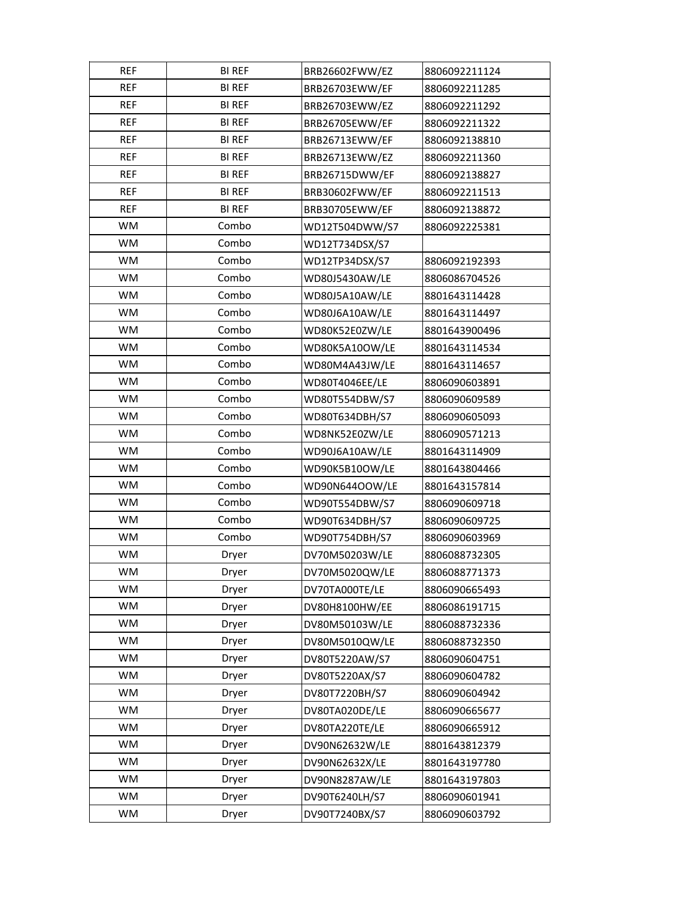| REF | BI REF | BRB26602FWW/EZ | 8806092211124 |
|---|---|---|---|
| REF | BI REF | BRB26703EWW/EF | 8806092211285 |
| REF | BI REF | BRB26703EWW/EZ | 8806092211292 |
| REF | BI REF | BRB26705EWW/EF | 8806092211322 |
| REF | BI REF | BRB26713EWW/EF | 8806092138810 |
| REF | BI REF | BRB26713EWW/EZ | 8806092211360 |
| REF | BI REF | BRB26715DWW/EF | 8806092138827 |
| REF | BI REF | BRB30602FWW/EF | 8806092211513 |
| REF | BI REF | BRB30705EWW/EF | 8806092138872 |
| WM | Combo | WD12T504DWW/S7 | 8806092225381 |
| WM | Combo | WD12T734DSX/S7 | |
| WM | Combo | WD12TP34DSX/S7 | 8806092192393 |
| WM | Combo | WD80J5430AW/LE | 8806086704526 |
| WM | Combo | WD80J5A10AW/LE | 8801643114428 |
| WM | Combo | WD80J6A10AW/LE | 8801643114497 |
| WM | Combo | WD80K52E0ZW/LE | 8801643900496 |
| WM | Combo | WD80K5A10OW/LE | 8801643114534 |
| WM | Combo | WD80M4A43JW/LE | 8801643114657 |
| WM | Combo | WD80T4046EE/LE | 8806090603891 |
| WM | Combo | WD80T554DBW/S7 | 8806090609589 |
| WM | Combo | WD80T634DBH/S7 | 8806090605093 |
| WM | Combo | WD8NK52E0ZW/LE | 8806090571213 |
| WM | Combo | WD90J6A10AW/LE | 8801643114909 |
| WM | Combo | WD90K5B10OW/LE | 8801643804466 |
| WM | Combo | WD90N644OOW/LE | 8801643157814 |
| WM | Combo | WD90T554DBW/S7 | 8806090609718 |
| WM | Combo | WD90T634DBH/S7 | 8806090609725 |
| WM | Combo | WD90T754DBH/S7 | 8806090603969 |
| WM | Dryer | DV70M50203W/LE | 8806088732305 |
| WM | Dryer | DV70M5020QW/LE | 8806088771373 |
| WM | Dryer | DV70TA000TE/LE | 8806090665493 |
| WM | Dryer | DV80H8100HW/EE | 8806086191715 |
| WM | Dryer | DV80M50103W/LE | 8806088732336 |
| WM | Dryer | DV80M5010QW/LE | 8806088732350 |
| WM | Dryer | DV80T5220AW/S7 | 8806090604751 |
| WM | Dryer | DV80T5220AX/S7 | 8806090604782 |
| WM | Dryer | DV80T7220BH/S7 | 8806090604942 |
| WM | Dryer | DV80TA020DE/LE | 8806090665677 |
| WM | Dryer | DV80TA220TE/LE | 8806090665912 |
| WM | Dryer | DV90N62632W/LE | 8801643812379 |
| WM | Dryer | DV90N62632X/LE | 8801643197780 |
| WM | Dryer | DV90N8287AW/LE | 8801643197803 |
| WM | Dryer | DV90T6240LH/S7 | 8806090601941 |
| WM | Dryer | DV90T7240BX/S7 | 8806090603792 |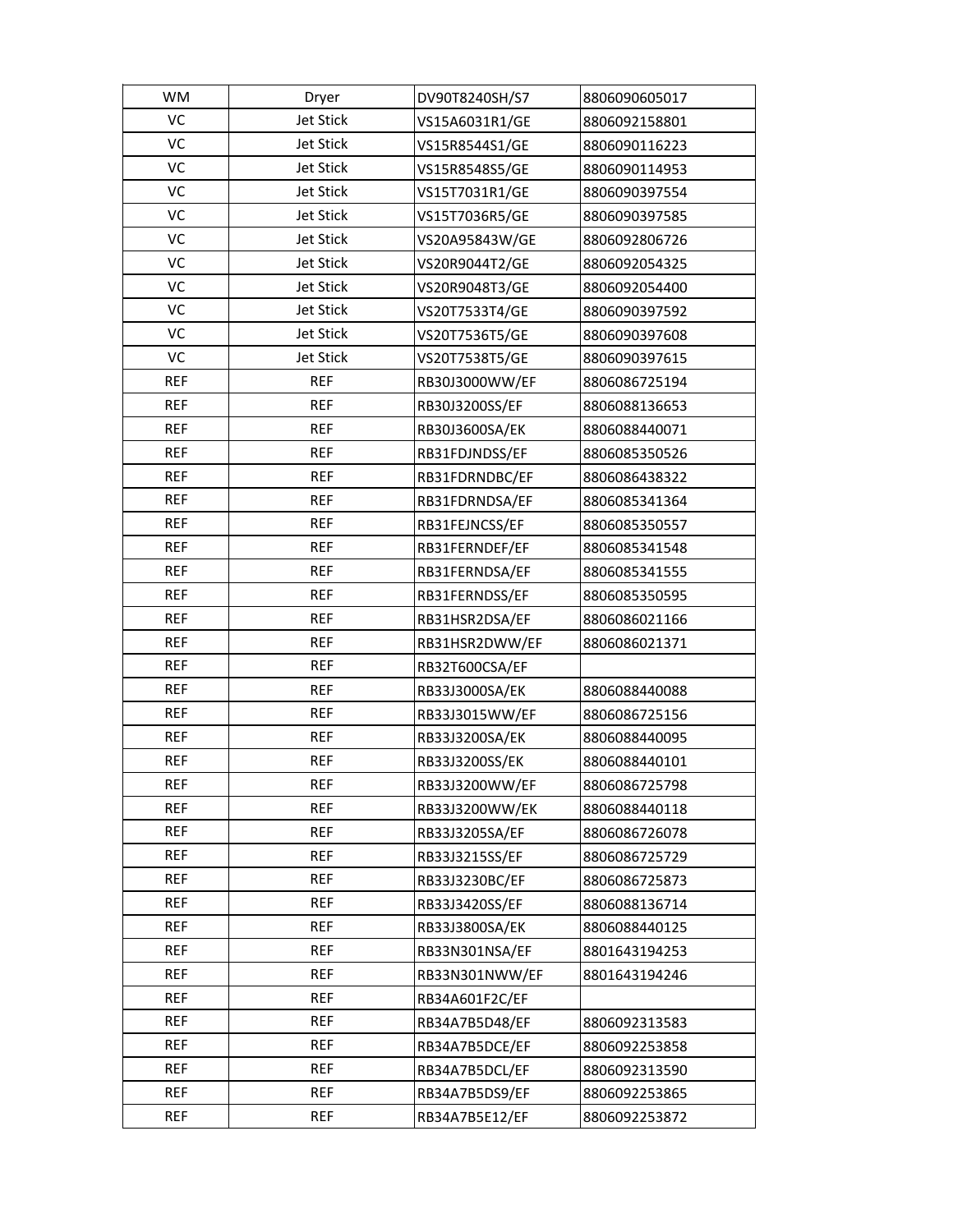| WM | Dryer | DV90T8240SH/S7 | 8806090605017 |
|---|---|---|---|
| VC | Jet Stick | VS15A6031R1/GE | 8806092158801 |
| VC | Jet Stick | VS15R8544S1/GE | 8806090116223 |
| VC | Jet Stick | VS15R8548S5/GE | 8806090114953 |
| VC | Jet Stick | VS15T7031R1/GE | 8806090397554 |
| VC | Jet Stick | VS15T7036R5/GE | 8806090397585 |
| VC | Jet Stick | VS20A95843W/GE | 8806092806726 |
| VC | Jet Stick | VS20R9044T2/GE | 8806092054325 |
| VC | Jet Stick | VS20R9048T3/GE | 8806092054400 |
| VC | Jet Stick | VS20T7533T4/GE | 8806090397592 |
| VC | Jet Stick | VS20T7536T5/GE | 8806090397608 |
| VC | Jet Stick | VS20T7538T5/GE | 8806090397615 |
| REF | REF | RB30J3000WW/EF | 8806086725194 |
| REF | REF | RB30J3200SS/EF | 8806088136653 |
| REF | REF | RB30J3600SA/EK | 8806088440071 |
| REF | REF | RB31FDJNDSS/EF | 8806085350526 |
| REF | REF | RB31FDRNDBC/EF | 8806086438322 |
| REF | REF | RB31FDRNDSA/EF | 8806085341364 |
| REF | REF | RB31FEJNCSS/EF | 8806085350557 |
| REF | REF | RB31FERNDEF/EF | 8806085341548 |
| REF | REF | RB31FERNDSA/EF | 8806085341555 |
| REF | REF | RB31FERNDSS/EF | 8806085350595 |
| REF | REF | RB31HSR2DSA/EF | 8806086021166 |
| REF | REF | RB31HSR2DWW/EF | 8806086021371 |
| REF | REF | RB32T600CSA/EF | |
| REF | REF | RB33J3000SA/EK | 8806088440088 |
| REF | REF | RB33J3015WW/EF | 8806086725156 |
| REF | REF | RB33J3200SA/EK | 8806088440095 |
| REF | REF | RB33J3200SS/EK | 8806088440101 |
| REF | REF | RB33J3200WW/EF | 8806086725798 |
| REF | REF | RB33J3200WW/EK | 8806088440118 |
| REF | REF | RB33J3205SA/EF | 8806086726078 |
| REF | REF | RB33J3215SS/EF | 8806086725729 |
| REF | REF | RB33J3230BC/EF | 8806086725873 |
| REF | REF | RB33J3420SS/EF | 8806088136714 |
| REF | REF | RB33J3800SA/EK | 8806088440125 |
| REF | REF | RB33N301NSA/EF | 8801643194253 |
| REF | REF | RB33N301NWW/EF | 8801643194246 |
| REF | REF | RB34A601F2C/EF | |
| REF | REF | RB34A7B5D48/EF | 8806092313583 |
| REF | REF | RB34A7B5DCE/EF | 8806092253858 |
| REF | REF | RB34A7B5DCL/EF | 8806092313590 |
| REF | REF | RB34A7B5DS9/EF | 8806092253865 |
| REF | REF | RB34A7B5E12/EF | 8806092253872 |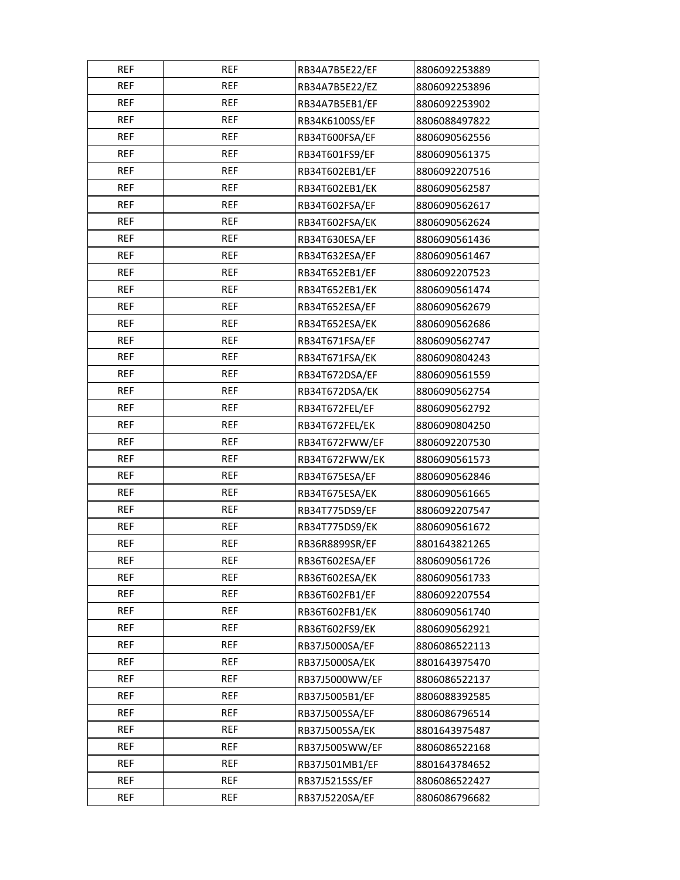| REF | REF | RB34A7B5E22/EF | 8806092253889 |
|---|---|---|---|
| REF | REF | RB34A7B5E22/EZ | 8806092253896 |
| REF | REF | RB34A7B5EB1/EF | 8806092253902 |
| REF | REF | RB34K6100SS/EF | 8806088497822 |
| REF | REF | RB34T600FSA/EF | 8806090562556 |
| REF | REF | RB34T601FS9/EF | 8806090561375 |
| REF | REF | RB34T602EB1/EF | 8806092207516 |
| REF | REF | RB34T602EB1/EK | 8806090562587 |
| REF | REF | RB34T602FSA/EF | 8806090562617 |
| REF | REF | RB34T602FSA/EK | 8806090562624 |
| REF | REF | RB34T630ESA/EF | 8806090561436 |
| REF | REF | RB34T632ESA/EF | 8806090561467 |
| REF | REF | RB34T652EB1/EF | 8806092207523 |
| REF | REF | RB34T652EB1/EK | 8806090561474 |
| REF | REF | RB34T652ESA/EF | 8806090562679 |
| REF | REF | RB34T652ESA/EK | 8806090562686 |
| REF | REF | RB34T671FSA/EF | 8806090562747 |
| REF | REF | RB34T671FSA/EK | 8806090804243 |
| REF | REF | RB34T672DSA/EF | 8806090561559 |
| REF | REF | RB34T672DSA/EK | 8806090562754 |
| REF | REF | RB34T672FEL/EF | 8806090562792 |
| REF | REF | RB34T672FEL/EK | 8806090804250 |
| REF | REF | RB34T672FWW/EF | 8806092207530 |
| REF | REF | RB34T672FWW/EK | 8806090561573 |
| REF | REF | RB34T675ESA/EF | 8806090562846 |
| REF | REF | RB34T675ESA/EK | 8806090561665 |
| REF | REF | RB34T775DS9/EF | 8806092207547 |
| REF | REF | RB34T775DS9/EK | 8806090561672 |
| REF | REF | RB36R8899SR/EF | 8801643821265 |
| REF | REF | RB36T602ESA/EF | 8806090561726 |
| REF | REF | RB36T602ESA/EK | 8806090561733 |
| REF | REF | RB36T602FB1/EF | 8806092207554 |
| REF | REF | RB36T602FB1/EK | 8806090561740 |
| REF | REF | RB36T602FS9/EK | 8806090562921 |
| REF | REF | RB37J5000SA/EF | 8806086522113 |
| REF | REF | RB37J5000SA/EK | 8801643975470 |
| REF | REF | RB37J5000WW/EF | 8806086522137 |
| REF | REF | RB37J5005B1/EF | 8806088392585 |
| REF | REF | RB37J5005SA/EF | 8806086796514 |
| REF | REF | RB37J5005SA/EK | 8801643975487 |
| REF | REF | RB37J5005WW/EF | 8806086522168 |
| REF | REF | RB37J501MB1/EF | 8801643784652 |
| REF | REF | RB37J5215SS/EF | 8806086522427 |
| REF | REF | RB37J5220SA/EF | 8806086796682 |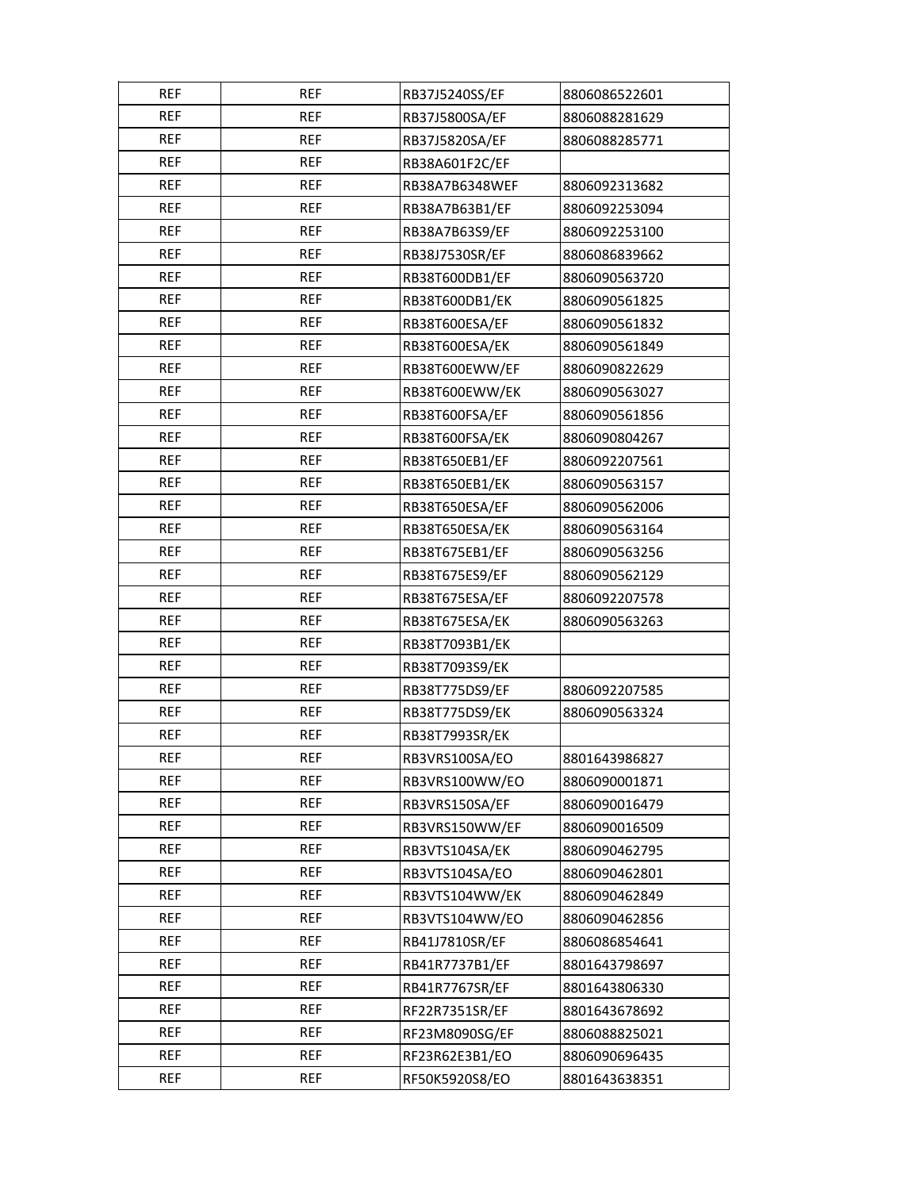| | | | |
|---|---|---|---|
| REF | REF | RB37J5240SS/EF | 8806086522601 |
| REF | REF | RB37J5800SA/EF | 8806088281629 |
| REF | REF | RB37J5820SA/EF | 8806088285771 |
| REF | REF | RB38A601F2C/EF | |
| REF | REF | RB38A7B6348WEF | 8806092313682 |
| REF | REF | RB38A7B63B1/EF | 8806092253094 |
| REF | REF | RB38A7B63S9/EF | 8806092253100 |
| REF | REF | RB38J7530SR/EF | 8806086839662 |
| REF | REF | RB38T600DB1/EF | 8806090563720 |
| REF | REF | RB38T600DB1/EK | 8806090561825 |
| REF | REF | RB38T600ESA/EF | 8806090561832 |
| REF | REF | RB38T600ESA/EK | 8806090561849 |
| REF | REF | RB38T600EWW/EF | 8806090822629 |
| REF | REF | RB38T600EWW/EK | 8806090563027 |
| REF | REF | RB38T600FSA/EF | 8806090561856 |
| REF | REF | RB38T600FSA/EK | 8806090804267 |
| REF | REF | RB38T650EB1/EF | 8806092207561 |
| REF | REF | RB38T650EB1/EK | 8806090563157 |
| REF | REF | RB38T650ESA/EF | 8806090562006 |
| REF | REF | RB38T650ESA/EK | 8806090563164 |
| REF | REF | RB38T675EB1/EF | 8806090563256 |
| REF | REF | RB38T675ES9/EF | 8806090562129 |
| REF | REF | RB38T675ESA/EF | 8806092207578 |
| REF | REF | RB38T675ESA/EK | 8806090563263 |
| REF | REF | RB38T7093B1/EK | |
| REF | REF | RB38T7093S9/EK | |
| REF | REF | RB38T775DS9/EF | 8806092207585 |
| REF | REF | RB38T775DS9/EK | 8806090563324 |
| REF | REF | RB38T7993SR/EK | |
| REF | REF | RB3VRS100SA/EO | 8801643986827 |
| REF | REF | RB3VRS100WW/EO | 8806090001871 |
| REF | REF | RB3VRS150SA/EF | 8806090016479 |
| REF | REF | RB3VRS150WW/EF | 8806090016509 |
| REF | REF | RB3VTS104SA/EK | 8806090462795 |
| REF | REF | RB3VTS104SA/EO | 8806090462801 |
| REF | REF | RB3VTS104WW/EK | 8806090462849 |
| REF | REF | RB3VTS104WW/EO | 8806090462856 |
| REF | REF | RB41J7810SR/EF | 8806086854641 |
| REF | REF | RB41R7737B1/EF | 8801643798697 |
| REF | REF | RB41R7767SR/EF | 8801643806330 |
| REF | REF | RF22R7351SR/EF | 8801643678692 |
| REF | REF | RF23M8090SG/EF | 8806088825021 |
| REF | REF | RF23R62E3B1/EO | 8806090696435 |
| REF | REF | RF50K5920S8/EO | 8801643638351 |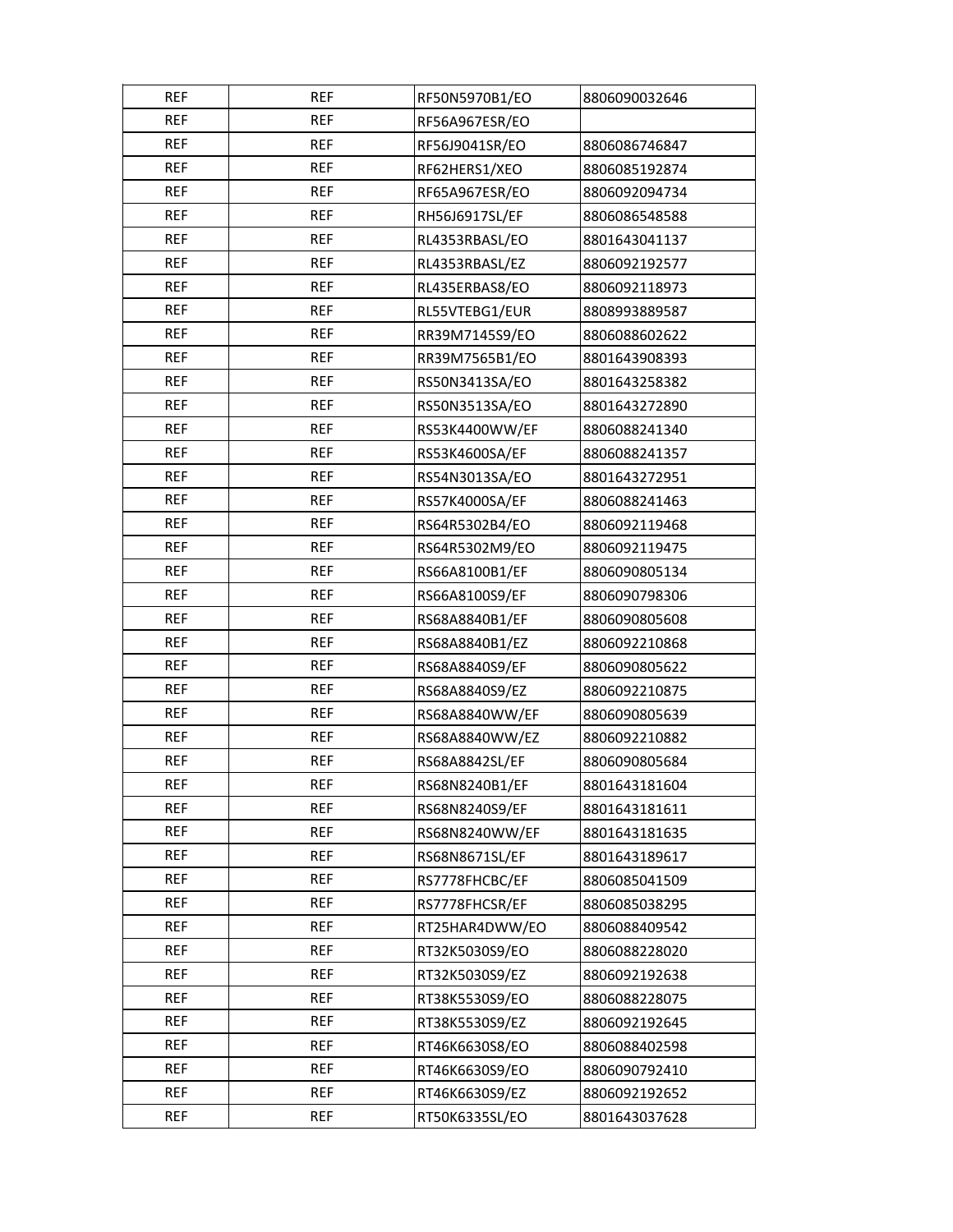| REF | REF | RF50N5970B1/EO | 8806090032646 |
|---|---|---|---|
| REF | REF | RF56A967ESR/EO | |
| REF | REF | RF56J9041SR/EO | 8806086746847 |
| REF | REF | RF62HERS1/XEO | 8806085192874 |
| REF | REF | RF65A967ESR/EO | 8806092094734 |
| REF | REF | RH56J6917SL/EF | 8806086548588 |
| REF | REF | RL4353RBASL/EO | 8801643041137 |
| REF | REF | RL4353RBASL/EZ | 8806092192577 |
| REF | REF | RL435ERBAS8/EO | 8806092118973 |
| REF | REF | RL55VTEBG1/EUR | 8808993889587 |
| REF | REF | RR39M7145S9/EO | 8806088602622 |
| REF | REF | RR39M7565B1/EO | 8801643908393 |
| REF | REF | RS50N3413SA/EO | 8801643258382 |
| REF | REF | RS50N3513SA/EO | 8801643272890 |
| REF | REF | RS53K4400WW/EF | 8806088241340 |
| REF | REF | RS53K4600SA/EF | 8806088241357 |
| REF | REF | RS54N3013SA/EO | 8801643272951 |
| REF | REF | RS57K4000SA/EF | 8806088241463 |
| REF | REF | RS64R5302B4/EO | 8806092119468 |
| REF | REF | RS64R5302M9/EO | 8806092119475 |
| REF | REF | RS66A8100B1/EF | 8806090805134 |
| REF | REF | RS66A8100S9/EF | 8806090798306 |
| REF | REF | RS68A8840B1/EF | 8806090805608 |
| REF | REF | RS68A8840B1/EZ | 8806092210868 |
| REF | REF | RS68A8840S9/EF | 8806090805622 |
| REF | REF | RS68A8840S9/EZ | 8806092210875 |
| REF | REF | RS68A8840WW/EF | 8806090805639 |
| REF | REF | RS68A8840WW/EZ | 8806092210882 |
| REF | REF | RS68A8842SL/EF | 8806090805684 |
| REF | REF | RS68N8240B1/EF | 8801643181604 |
| REF | REF | RS68N8240S9/EF | 8801643181611 |
| REF | REF | RS68N8240WW/EF | 8801643181635 |
| REF | REF | RS68N8671SL/EF | 8801643189617 |
| REF | REF | RS7778FHCBC/EF | 8806085041509 |
| REF | REF | RS7778FHCSR/EF | 8806085038295 |
| REF | REF | RT25HAR4DWW/EO | 8806088409542 |
| REF | REF | RT32K5030S9/EO | 8806088228020 |
| REF | REF | RT32K5030S9/EZ | 8806092192638 |
| REF | REF | RT38K5530S9/EO | 8806088228075 |
| REF | REF | RT38K5530S9/EZ | 8806092192645 |
| REF | REF | RT46K6630S8/EO | 8806088402598 |
| REF | REF | RT46K6630S9/EO | 8806090792410 |
| REF | REF | RT46K6630S9/EZ | 8806092192652 |
| REF | REF | RT50K6335SL/EO | 8801643037628 |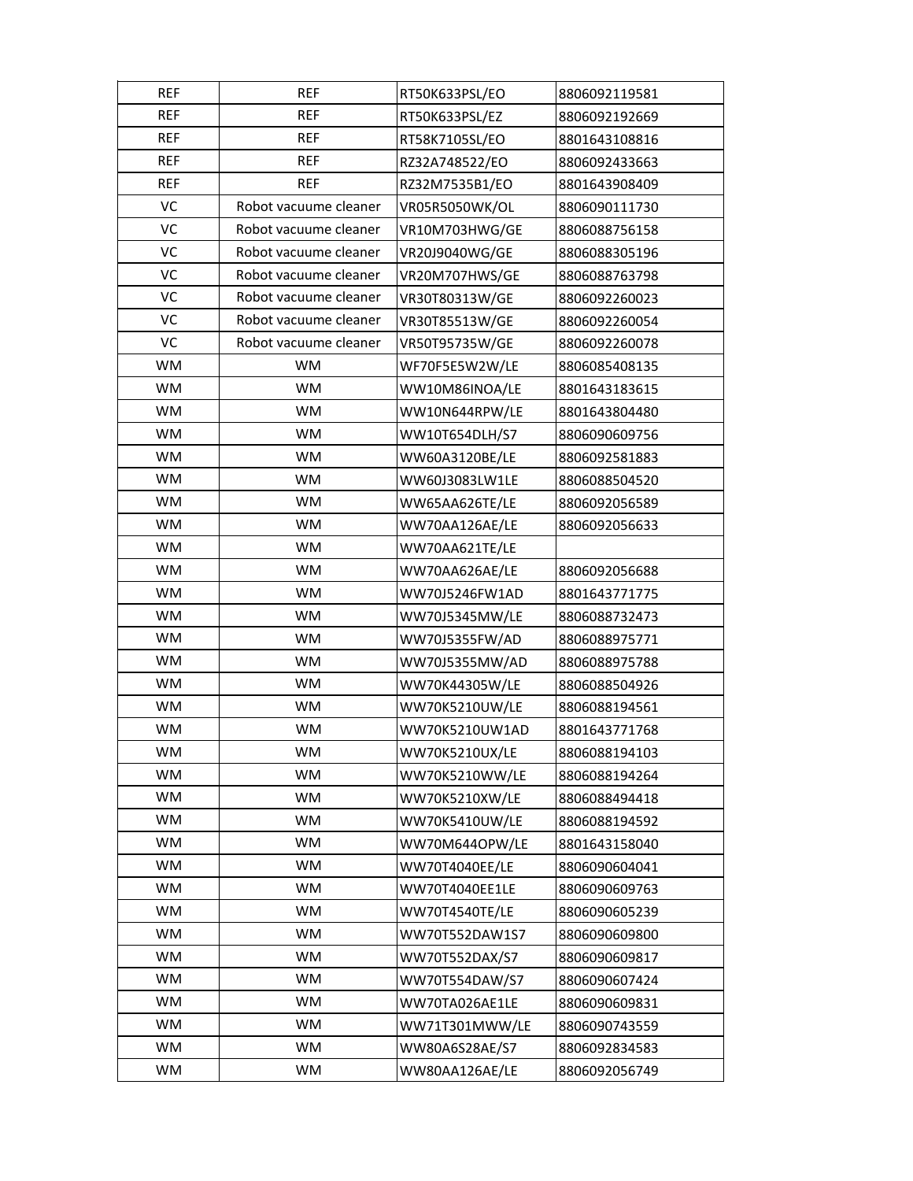| REF | REF | RT50K633PSL/EO | 8806092119581 |
|---|---|---|---|
| REF | REF | RT50K633PSL/EZ | 8806092192669 |
| REF | REF | RT58K7105SL/EO | 8801643108816 |
| REF | REF | RZ32A748522/EO | 8806092433663 |
| REF | REF | RZ32M7535B1/EO | 8801643908409 |
| VC | Robot vacuume cleaner | VR05R5050WK/OL | 8806090111730 |
| VC | Robot vacuume cleaner | VR10M703HWG/GE | 8806088756158 |
| VC | Robot vacuume cleaner | VR20J9040WG/GE | 8806088305196 |
| VC | Robot vacuume cleaner | VR20M707HWS/GE | 8806088763798 |
| VC | Robot vacuume cleaner | VR30T80313W/GE | 8806092260023 |
| VC | Robot vacuume cleaner | VR30T85513W/GE | 8806092260054 |
| VC | Robot vacuume cleaner | VR50T95735W/GE | 8806092260078 |
| WM | WM | WF70F5E5W2W/LE | 8806085408135 |
| WM | WM | WW10M86INOA/LE | 8801643183615 |
| WM | WM | WW10N644RPW/LE | 8801643804480 |
| WM | WM | WW10T654DLH/S7 | 8806090609756 |
| WM | WM | WW60A3120BE/LE | 8806092581883 |
| WM | WM | WW60J3083LW1LE | 8806088504520 |
| WM | WM | WW65AA626TE/LE | 8806092056589 |
| WM | WM | WW70AA126AE/LE | 8806092056633 |
| WM | WM | WW70AA621TE/LE | |
| WM | WM | WW70AA626AE/LE | 8806092056688 |
| WM | WM | WW70J5246FW1AD | 8801643771775 |
| WM | WM | WW70J5345MW/LE | 8806088732473 |
| WM | WM | WW70J5355FW/AD | 8806088975771 |
| WM | WM | WW70J5355MW/AD | 8806088975788 |
| WM | WM | WW70K44305W/LE | 8806088504926 |
| WM | WM | WW70K5210UW/LE | 8806088194561 |
| WM | WM | WW70K5210UW1AD | 8801643771768 |
| WM | WM | WW70K5210UX/LE | 8806088194103 |
| WM | WM | WW70K5210WW/LE | 8806088194264 |
| WM | WM | WW70K5210XW/LE | 8806088494418 |
| WM | WM | WW70K5410UW/LE | 8806088194592 |
| WM | WM | WW70M644OPW/LE | 8801643158040 |
| WM | WM | WW70T4040EE/LE | 8806090604041 |
| WM | WM | WW70T4040EE1LE | 8806090609763 |
| WM | WM | WW70T4540TE/LE | 8806090605239 |
| WM | WM | WW70T552DAW1S7 | 8806090609800 |
| WM | WM | WW70T552DAX/S7 | 8806090609817 |
| WM | WM | WW70T554DAW/S7 | 8806090607424 |
| WM | WM | WW70TA026AE1LE | 8806090609831 |
| WM | WM | WW71T301MWW/LE | 8806090743559 |
| WM | WM | WW80A6S28AE/S7 | 8806092834583 |
| WM | WM | WW80AA126AE/LE | 8806092056749 |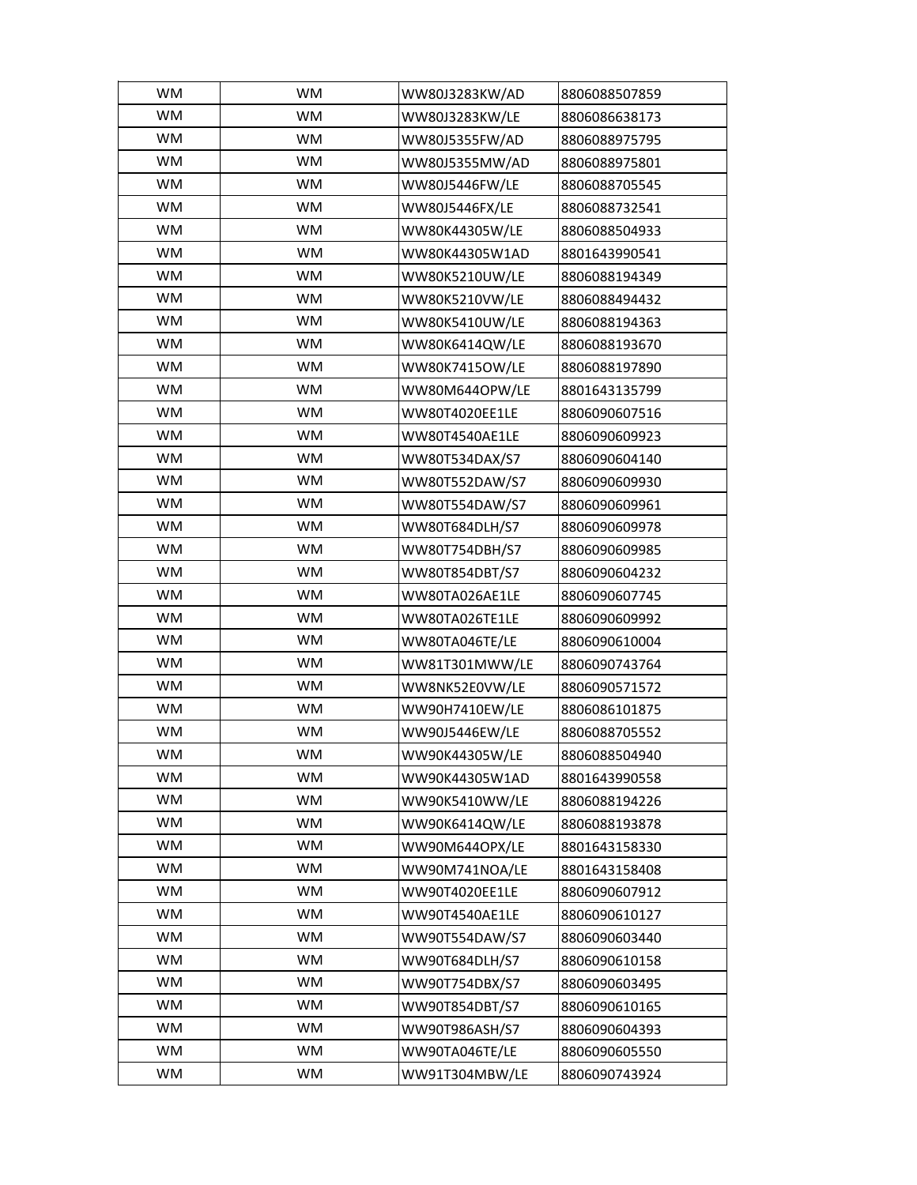| WM | WM | WW80J3283KW/AD | 8806088507859 |
|---|---|---|---|
| WM | WM | WW80J3283KW/LE | 8806086638173 |
| WM | WM | WW80J5355FW/AD | 8806088975795 |
| WM | WM | WW80J5355MW/AD | 8806088975801 |
| WM | WM | WW80J5446FW/LE | 8806088705545 |
| WM | WM | WW80J5446FX/LE | 8806088732541 |
| WM | WM | WW80K44305W/LE | 8806088504933 |
| WM | WM | WW80K44305W1AD | 8801643990541 |
| WM | WM | WW80K5210UW/LE | 8806088194349 |
| WM | WM | WW80K5210VW/LE | 8806088494432 |
| WM | WM | WW80K5410UW/LE | 8806088194363 |
| WM | WM | WW80K6414QW/LE | 8806088193670 |
| WM | WM | WW80K7415OW/LE | 8806088197890 |
| WM | WM | WW80M644OPW/LE | 8801643135799 |
| WM | WM | WW80T4020EE1LE | 8806090607516 |
| WM | WM | WW80T4540AE1LE | 8806090609923 |
| WM | WM | WW80T534DAX/S7 | 8806090604140 |
| WM | WM | WW80T552DAW/S7 | 8806090609930 |
| WM | WM | WW80T554DAW/S7 | 8806090609961 |
| WM | WM | WW80T684DLH/S7 | 8806090609978 |
| WM | WM | WW80T754DBH/S7 | 8806090609985 |
| WM | WM | WW80T854DBT/S7 | 8806090604232 |
| WM | WM | WW80TA026AE1LE | 8806090607745 |
| WM | WM | WW80TA026TE1LE | 8806090609992 |
| WM | WM | WW80TA046TE/LE | 8806090610004 |
| WM | WM | WW81T301MWW/LE | 8806090743764 |
| WM | WM | WW8NK52E0VW/LE | 8806090571572 |
| WM | WM | WW90H7410EW/LE | 8806086101875 |
| WM | WM | WW90J5446EW/LE | 8806088705552 |
| WM | WM | WW90K44305W/LE | 8806088504940 |
| WM | WM | WW90K44305W1AD | 8801643990558 |
| WM | WM | WW90K5410WW/LE | 8806088194226 |
| WM | WM | WW90K6414QW/LE | 8806088193878 |
| WM | WM | WW90M644OPX/LE | 8801643158330 |
| WM | WM | WW90M741NOA/LE | 8801643158408 |
| WM | WM | WW90T4020EE1LE | 8806090607912 |
| WM | WM | WW90T4540AE1LE | 8806090610127 |
| WM | WM | WW90T554DAW/S7 | 8806090603440 |
| WM | WM | WW90T684DLH/S7 | 8806090610158 |
| WM | WM | WW90T754DBX/S7 | 8806090603495 |
| WM | WM | WW90T854DBT/S7 | 8806090610165 |
| WM | WM | WW90T986ASH/S7 | 8806090604393 |
| WM | WM | WW90TA046TE/LE | 8806090605550 |
| WM | WM | WW91T304MBW/LE | 8806090743924 |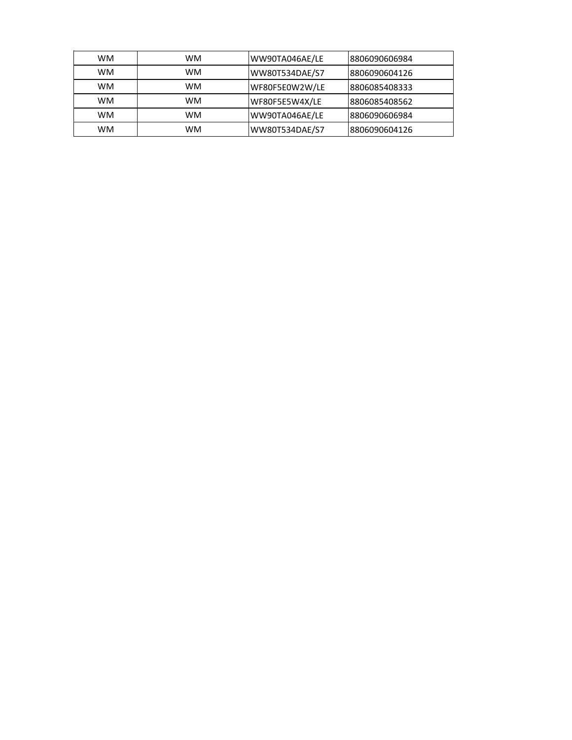| | | | |
|---|---|---|---|
| WM | WM | WW90TA046AE/LE | 8806090606984 |
| WM | WM | WW80T534DAE/S7 | 8806090604126 |
| WM | WM | WF80F5E0W2W/LE | 8806085408333 |
| WM | WM | WF80F5E5W4X/LE | 8806085408562 |
| WM | WM | WW90TA046AE/LE | 8806090606984 |
| WM | WM | WW80T534DAE/S7 | 8806090604126 |